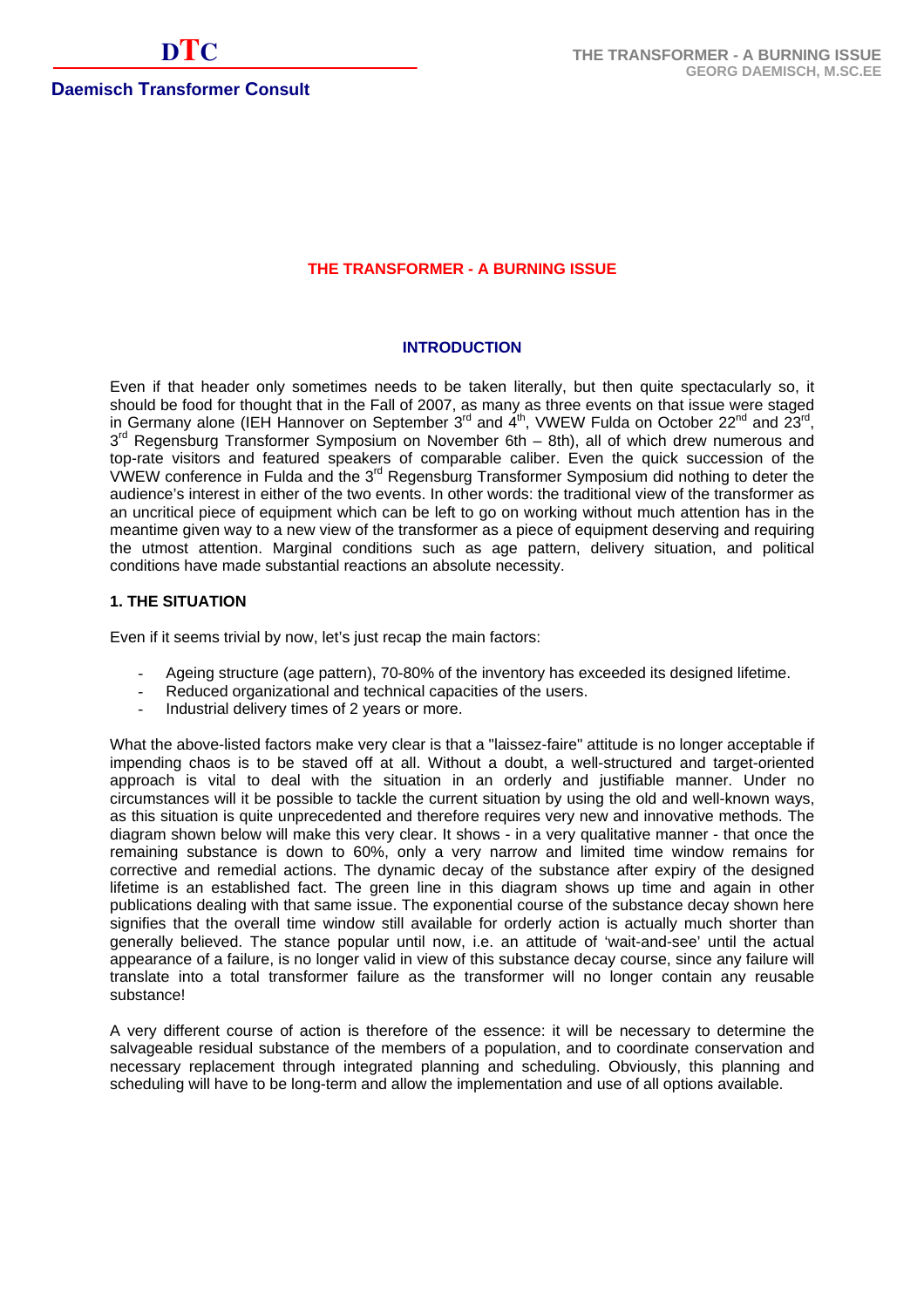# THE TRANSFORMER - A BURNING ISSUE

## INTRODUCTION

Even if that header only sometimes needs to be taken literally, but then quite spectacularly so, it should be food for thought that in the Fall of 2007, as many as three events on that issue were staged in Germany alone (IEH Hannover on September 3rd and 4th, VWEW Fulda on October 22nd and 23rd, 3rd Regensburg Transformer Symposium on November 6th – 8th), all of which drew numerous and top-rate visitors and featured speakers of comparable caliber. Even the quick succession of the VWEW conference in Fulda and the 3rd Regensburg Transformer Symposium did nothing to deter the audience's interest in either of the two events. In other words: the traditional view of the transformer as an uncritical piece of equipment which can be left to go on working without much attention has in the meantime given way to a new view of the transformer as a piece of equipment deserving and requiring the utmost attention. Marginal conditions such as age pattern, delivery situation, and political conditions have made substantial reactions an absolute necessity.

## 1. THE SITUATION

Even if it seems trivial by now, let's just recap the main factors:

- Ageing structure (age pattern), 70-80% of the inventory has exceeded its designed lifetime.
- Reduced organizational and technical capacities of the users.
- Industrial delivery times of 2 years or more.

What the above-listed factors make very clear is that a "laissez-faire" attitude is no longer acceptable if impending chaos is to be staved off at all. Without a doubt, a well-structured and target-oriented approach is vital to deal with the situation in an orderly and justifiable manner. Under no circumstances will it be possible to tackle the current situation by using the old and well-known ways, as this situation is quite unprecedented and therefore requires very new and innovative methods. The diagram shown below will make this very clear. It shows - in a very qualitative manner - that once the remaining substance is down to 60%, only a very narrow and limited time window remains for corrective and remedial actions. The dynamic decay of the substance after expiry of the designed lifetime is an established fact. The green line in this diagram shows up time and again in other publications dealing with that same issue. The exponential course of the substance decay shown here signifies that the overall time window still available for orderly action is actually much shorter than generally believed. The stance popular until now, i.e. an attitude of 'wait-and-see' until the actual appearance of a failure, is no longer valid in view of this substance decay course, since any failure will translate into a total transformer failure as the transformer will no longer contain any reusable substance!

A very different course of action is therefore of the essence: it will be necessary to determine the salvageable residual substance of the members of a population, and to coordinate conservation and necessary replacement through integrated planning and scheduling. Obviously, this planning and scheduling will have to be long-term and allow the implementation and use of all options available.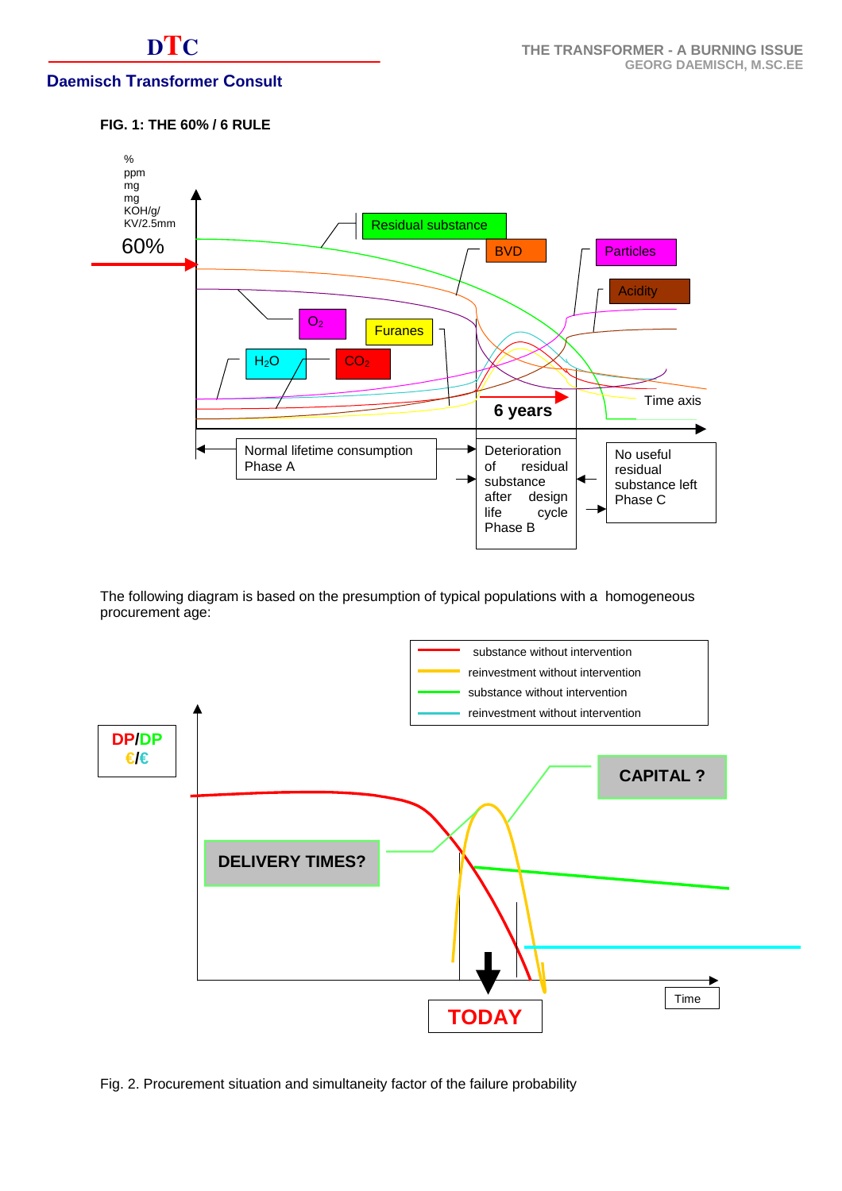**FIG. 1: THE 60% / 6 RULE**

%
ppm
mg
mg
KOH/g/
KV/2.5mm

60%

Residual substance

BVD

Particles

Acidity

$O_2$

Furanes

$H_2O$

$CO_2$

6 years

Time axis

Normal lifetime consumption Phase A

Deterioration of residual substance after design life cycle Phase B

No useful residual substance left Phase C

The following diagram is based on the presumption of typical populations with a homogeneous procurement age:

- substance without intervention
- reinvestment without intervention
- substance without intervention
- reinvestment without intervention

DP/DP
€/€

CAPITAL ?

DELIVERY TIMES?

TODAY

Time

Fig. 2. Procurement situation and simultaneity factor of the failure probability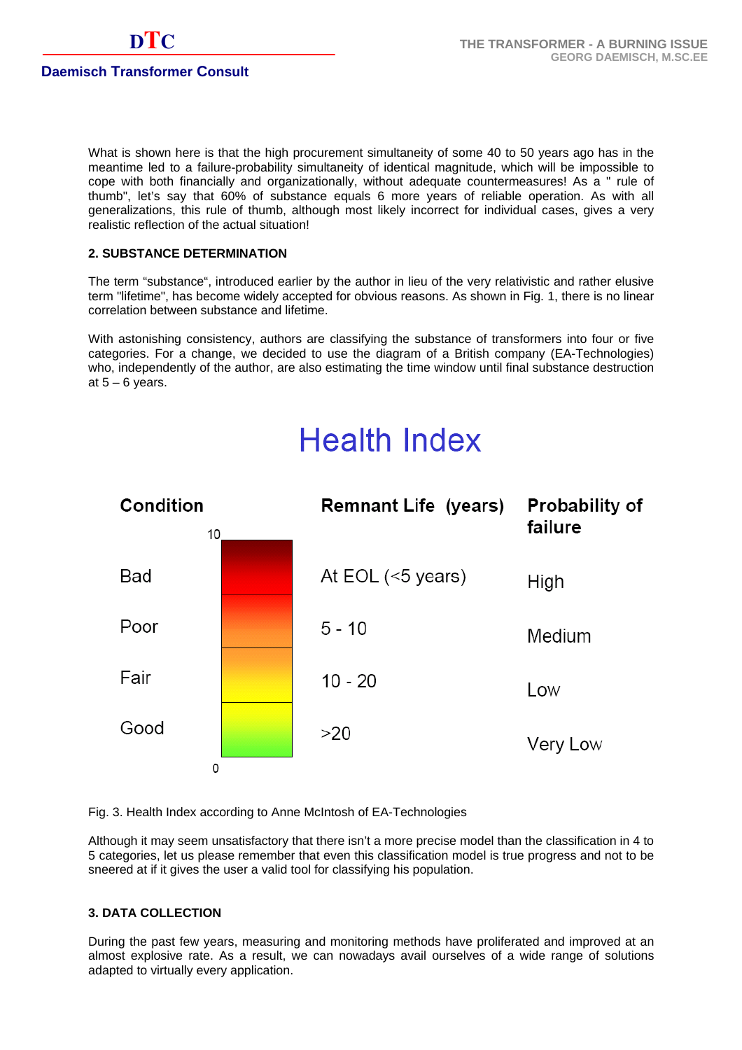What is shown here is that the high procurement simultaneity of some 40 to 50 years ago has in the meantime led to a failure-probability simultaneity of identical magnitude, which will be impossible to cope with both financially and organizationally, without adequate countermeasures! As a " rule of thumb", let's say that 60% of substance equals 6 more years of reliable operation. As with all generalizations, this rule of thumb, although most likely incorrect for individual cases, gives a very realistic reflection of the actual situation!

## 2. SUBSTANCE DETERMINATION

The term "substance", introduced earlier by the author in lieu of the very relativistic and rather elusive term "lifetime", has become widely accepted for obvious reasons. As shown in Fig. 1, there is no linear correlation between substance and lifetime.

With astonishing consistency, authors are classifying the substance of transformers into four or five categories. For a change, we decided to use the diagram of a British company (EA-Technologies) who, independently of the author, are also estimating the time window until final substance destruction at 5 – 6 years.

**Health Index**

| Condition | Remnant Life (years) | Probability of failure |
|---|---|---|
| Bad | At EOL (<5 years) | High |
| Poor | 5 - 10 | Medium |
| Fair | 10 - 20 | Low |
| Good | >20 | Very Low |

(Scale: 10 at top, 0 at bottom)

Fig. 3. Health Index according to Anne McIntosh of EA-Technologies

Although it may seem unsatisfactory that there isn't a more precise model than the classification in 4 to 5 categories, let us please remember that even this classification model is true progress and not to be sneered at if it gives the user a valid tool for classifying his population.

## 3. DATA COLLECTION

During the past few years, measuring and monitoring methods have proliferated and improved at an almost explosive rate. As a result, we can nowadays avail ourselves of a wide range of solutions adapted to virtually every application.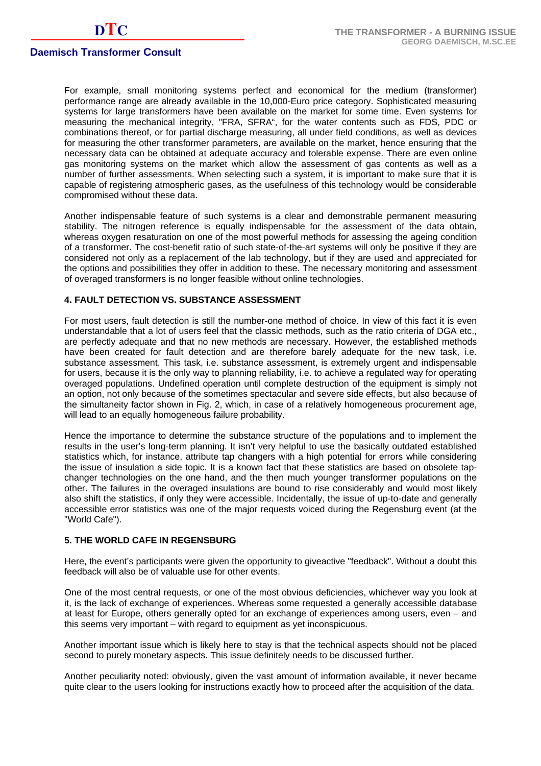For example, small monitoring systems perfect and economical for the medium (transformer) performance range are already available in the 10,000-Euro price category. Sophisticated measuring systems for large transformers have been available on the market for some time. Even systems for measuring the mechanical integrity, "FRA, SFRA", for the water contents such as FDS, PDC or combinations thereof, or for partial discharge measuring, all under field conditions, as well as devices for measuring the other transformer parameters, are available on the market, hence ensuring that the necessary data can be obtained at adequate accuracy and tolerable expense. There are even online gas monitoring systems on the market which allow the assessment of gas contents as well as a number of further assessments. When selecting such a system, it is important to make sure that it is capable of registering atmospheric gases, as the usefulness of this technology would be considerable compromised without these data.

Another indispensable feature of such systems is a clear and demonstrable permanent measuring stability. The nitrogen reference is equally indispensable for the assessment of the data obtain, whereas oxygen resaturation on one of the most powerful methods for assessing the ageing condition of a transformer. The cost-benefit ratio of such state-of-the-art systems will only be positive if they are considered not only as a replacement of the lab technology, but if they are used and appreciated for the options and possibilities they offer in addition to these. The necessary monitoring and assessment of overaged transformers is no longer feasible without online technologies.

## 4. FAULT DETECTION VS. SUBSTANCE ASSESSMENT

For most users, fault detection is still the number-one method of choice. In view of this fact it is even understandable that a lot of users feel that the classic methods, such as the ratio criteria of DGA etc., are perfectly adequate and that no new methods are necessary. However, the established methods have been created for fault detection and are therefore barely adequate for the new task, i.e. substance assessment. This task, i.e. substance assessment, is extremely urgent and indispensable for users, because it is the only way to planning reliability, i.e. to achieve a regulated way for operating overaged populations. Undefined operation until complete destruction of the equipment is simply not an option, not only because of the sometimes spectacular and severe side effects, but also because of the simultaneity factor shown in Fig. 2, which, in case of a relatively homogeneous procurement age, will lead to an equally homogeneous failure probability.

Hence the importance to determine the substance structure of the populations and to implement the results in the user's long-term planning. It isn't very helpful to use the basically outdated established statistics which, for instance, attribute tap changers with a high potential for errors while considering the issue of insulation a side topic. It is a known fact that these statistics are based on obsolete tap-changer technologies on the one hand, and the then much younger transformer populations on the other. The failures in the overaged insulations are bound to rise considerably and would most likely also shift the statistics, if only they were accessible. Incidentally, the issue of up-to-date and generally accessible error statistics was one of the major requests voiced during the Regensburg event (at the "World Cafe").

## 5. THE WORLD CAFE IN REGENSBURG

Here, the event's participants were given the opportunity to giveactive "feedback". Without a doubt this feedback will also be of valuable use for other events.

One of the most central requests, or one of the most obvious deficiencies, whichever way you look at it, is the lack of exchange of experiences. Whereas some requested a generally accessible database at least for Europe, others generally opted for an exchange of experiences among users, even – and this seems very important – with regard to equipment as yet inconspicuous.

Another important issue which is likely here to stay is that the technical aspects should not be placed second to purely monetary aspects. This issue definitely needs to be discussed further.

Another peculiarity noted: obviously, given the vast amount of information available, it never became quite clear to the users looking for instructions exactly how to proceed after the acquisition of the data.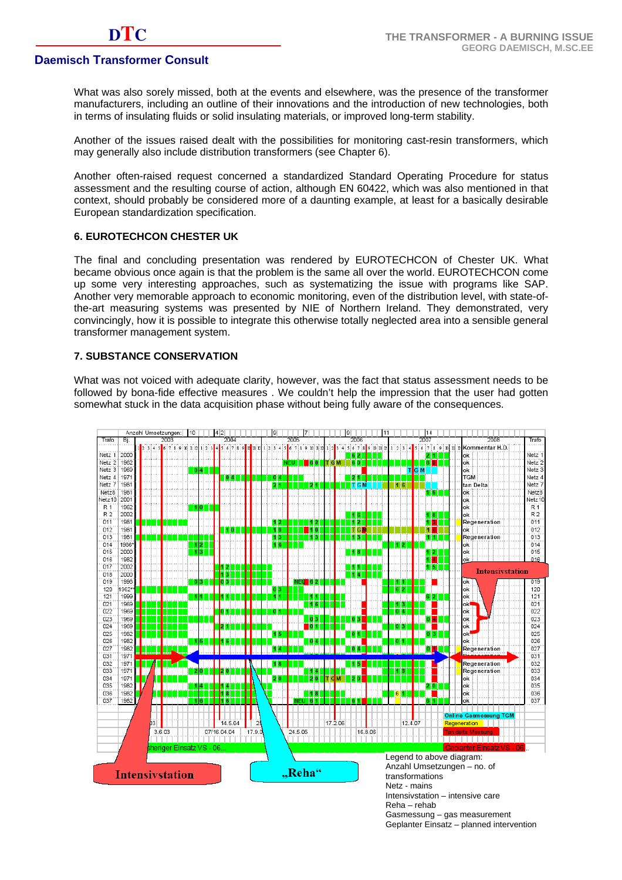What was also sorely missed, both at the events and elsewhere, was the presence of the transformer manufacturers, including an outline of their innovations and the introduction of new technologies, both in terms of insulating fluids or solid insulating materials, or improved long-term stability.

Another of the issues raised dealt with the possibilities for monitoring cast-resin transformers, which may generally also include distribution transformers (see Chapter 6).

Another often-raised request concerned a standardized Standard Operating Procedure for status assessment and the resulting course of action, although EN 60422, which was also mentioned in that context, should probably be considered more of a daunting example, at least for a basically desirable European standardization specification.

### 6. EUROTECHCON CHESTER UK

The final and concluding presentation was rendered by EUROTECHCON of Chester UK. What became obvious once again is that the problem is the same all over the world. EUROTECHCON come up some very interesting approaches, such as systematizing the issue with programs like SAP. Another very memorable approach to economic monitoring, even of the distribution level, with state-of-the-art measuring systems was presented by NIE of Northern Ireland. They demonstrated, very convincingly, how it is possible to integrate this otherwise totally neglected area into a sensible general transformer management system.

### 7. SUBSTANCE CONSERVATION

What was not voiced with adequate clarity, however, was the fact that status assessment needs to be followed by bona-fide effective measures . We couldn't help the impression that the user had gotten somewhat stuck in the data acquisition phase without being fully aware of the consequences.

Legend to above diagram:
Anzahl Umsetzungen – no. of transformations
Netz - mains
Intensivstation – intensive care
Reha – rehab
Gasmessung – gas measurement
Geplanter Einsatz – planned intervention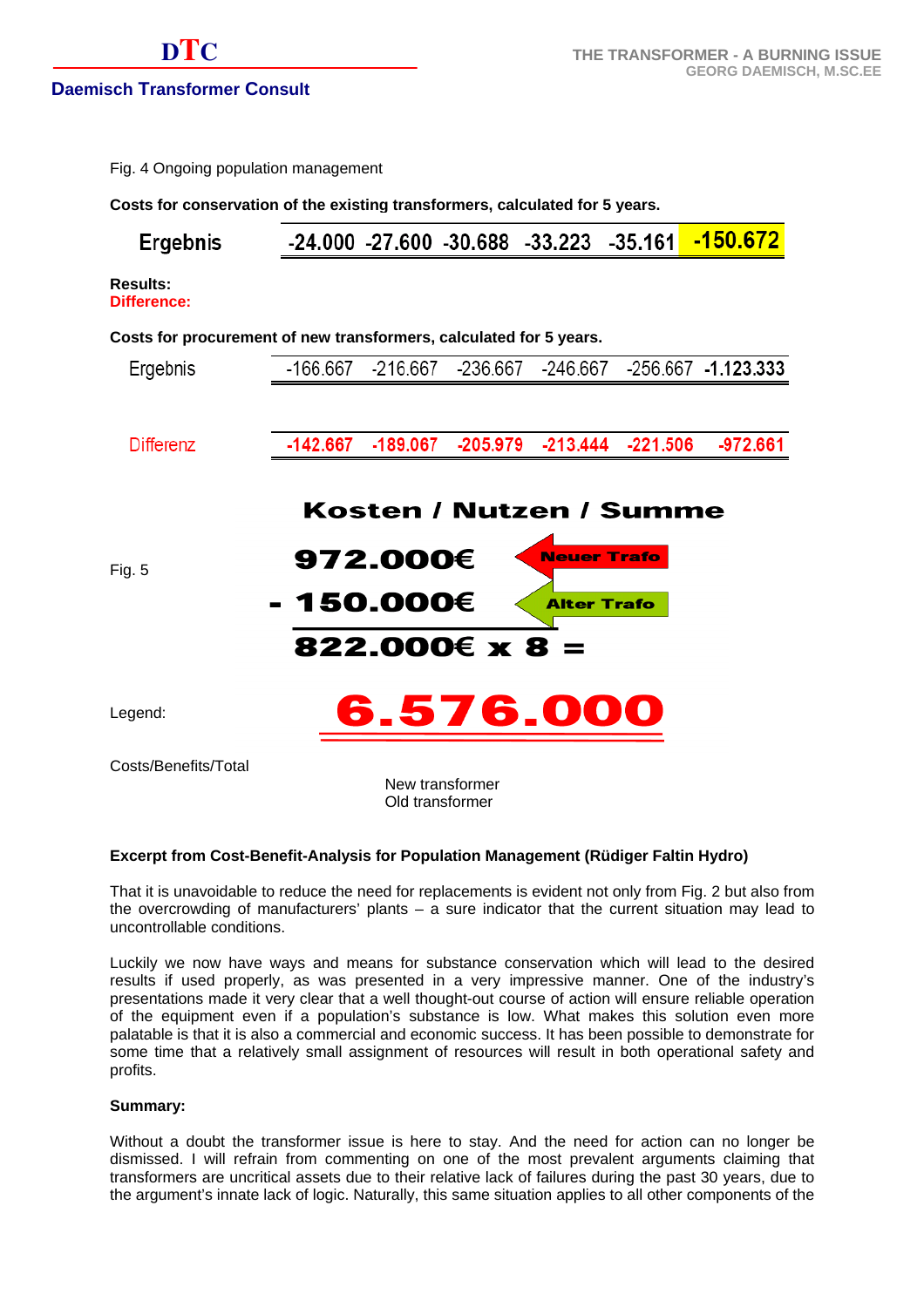Fig. 4 Ongoing population management

**Costs for conservation of the existing transformers, calculated for 5 years.**

| Ergebnis | -24.000 | -27.600 | -30.688 | -33.223 | -35.161 | -150.672 |
|---|---|---|---|---|---|---|

**Results:**
**Difference:**

**Costs for procurement of new transformers, calculated for 5 years.**

| Ergebnis | -166.667 | -216.667 | -236.667 | -246.667 | -256.667 | **-1.123.333** |
|---|---|---|---|---|---|---|
| Differenz | **-142.667** | **-189.067** | **-205.979** | **-213.444** | **-221.506** | **-972.661** |

**Kosten / Nutzen / Summe**

Fig. 5

| | | |
|---|---|---|
| 972.000€ | Neuer Trafo |
| - 150.000€ | Alter Trafo |
| 822.000€ x 8 = | |
| **6.576.000** | |

Legend:

Costs/Benefits/Total

New transformer
Old transformer

**Excerpt from Cost-Benefit-Analysis for Population Management (Rüdiger Faltin Hydro)**

That it is unavoidable to reduce the need for replacements is evident not only from Fig. 2 but also from the overcrowding of manufacturers' plants – a sure indicator that the current situation may lead to uncontrollable conditions.

Luckily we now have ways and means for substance conservation which will lead to the desired results if used properly, as was presented in a very impressive manner. One of the industry's presentations made it very clear that a well thought-out course of action will ensure reliable operation of the equipment even if a population's substance is low. What makes this solution even more palatable is that it is also a commercial and economic success. It has been possible to demonstrate for some time that a relatively small assignment of resources will result in both operational safety and profits.

**Summary:**

Without a doubt the transformer issue is here to stay. And the need for action can no longer be dismissed. I will refrain from commenting on one of the most prevalent arguments claiming that transformers are uncritical assets due to their relative lack of failures during the past 30 years, due to the argument's innate lack of logic. Naturally, this same situation applies to all other components of the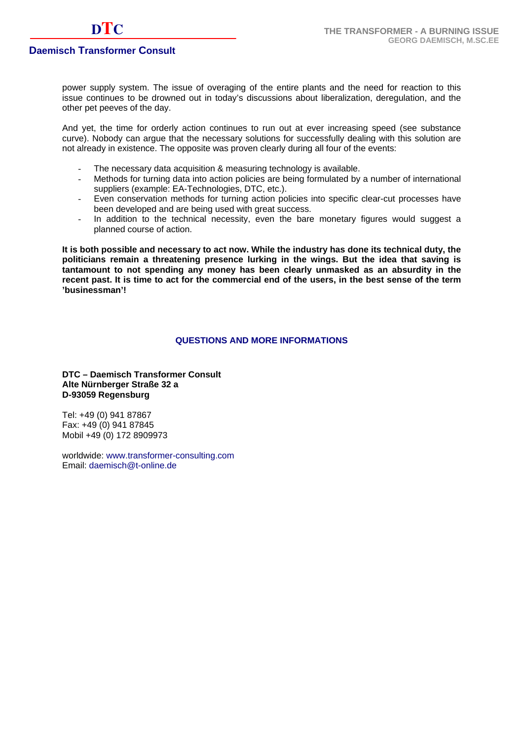power supply system. The issue of overaging of the entire plants and the need for reaction to this issue continues to be drowned out in today's discussions about liberalization, deregulation, and the other pet peeves of the day.

And yet, the time for orderly action continues to run out at ever increasing speed (see substance curve). Nobody can argue that the necessary solutions for successfully dealing with this solution are not already in existence. The opposite was proven clearly during all four of the events:

- The necessary data acquisition & measuring technology is available.
- Methods for turning data into action policies are being formulated by a number of international suppliers (example: EA-Technologies, DTC, etc.).
- Even conservation methods for turning action policies into specific clear-cut processes have been developed and are being used with great success.
- In addition to the technical necessity, even the bare monetary figures would suggest a planned course of action.

**It is both possible and necessary to act now. While the industry has done its technical duty, the politicians remain a threatening presence lurking in the wings. But the idea that saving is tantamount to not spending any money has been clearly unmasked as an absurdity in the recent past. It is time to act for the commercial end of the users, in the best sense of the term 'businessman'!**

## QUESTIONS AND MORE INFORMATIONS

**DTC – Daemisch Transformer Consult**
**Alte Nürnberger Straße 32 a**
**D-93059 Regensburg**

Tel: +49 (0) 941 87867
Fax: +49 (0) 941 87845
Mobil +49 (0) 172 8909973

worldwide: www.transformer-consulting.com
Email: daemisch@t-online.de